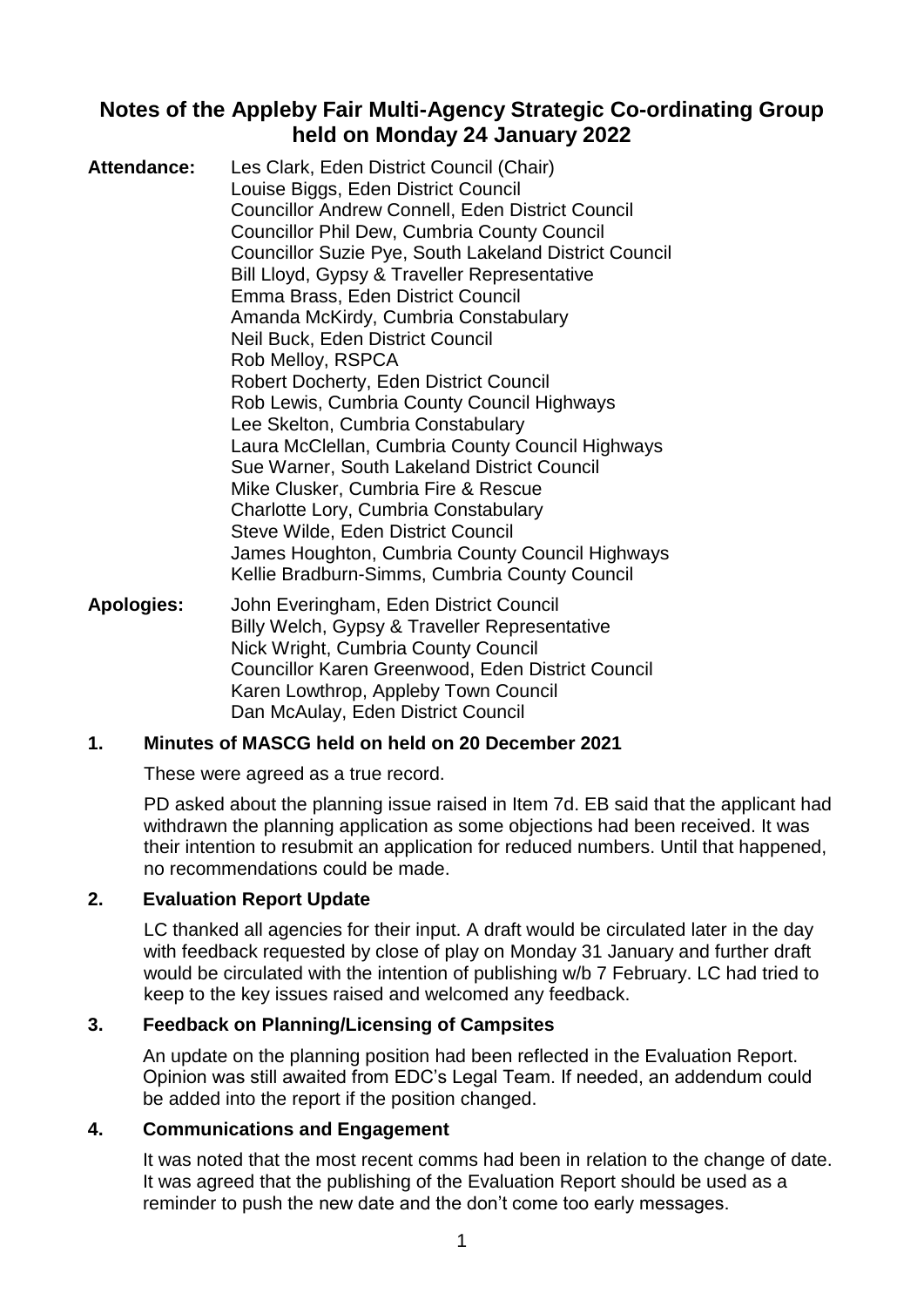# Notes of the Appleby Fair Multi-Agency Strategic Co-ordinating Group held on Monday 24 January 2022

**Attendance:**
Les Clark, Eden District Council (Chair)
Louise Biggs, Eden District Council
Councillor Andrew Connell, Eden District Council
Councillor Phil Dew, Cumbria County Council
Councillor Suzie Pye, South Lakeland District Council
Bill Lloyd, Gypsy & Traveller Representative
Emma Brass, Eden District Council
Amanda McKirdy, Cumbria Constabulary
Neil Buck, Eden District Council
Rob Melloy, RSPCA
Robert Docherty, Eden District Council
Rob Lewis, Cumbria County Council Highways
Lee Skelton, Cumbria Constabulary
Laura McClellan, Cumbria County Council Highways
Sue Warner, South Lakeland District Council
Mike Clusker, Cumbria Fire & Rescue
Charlotte Lory, Cumbria Constabulary
Steve Wilde, Eden District Council
James Houghton, Cumbria County Council Highways
Kellie Bradburn-Simms, Cumbria County Council

**Apologies:**
John Everingham, Eden District Council
Billy Welch, Gypsy & Traveller Representative
Nick Wright, Cumbria County Council
Councillor Karen Greenwood, Eden District Council
Karen Lowthrop, Appleby Town Council
Dan McAulay, Eden District Council

## 1. Minutes of MASCG held on held on 20 December 2021

These were agreed as a true record.

PD asked about the planning issue raised in Item 7d. EB said that the applicant had withdrawn the planning application as some objections had been received. It was their intention to resubmit an application for reduced numbers. Until that happened, no recommendations could be made.

## 2. Evaluation Report Update

LC thanked all agencies for their input. A draft would be circulated later in the day with feedback requested by close of play on Monday 31 January and further draft would be circulated with the intention of publishing w/b 7 February. LC had tried to keep to the key issues raised and welcomed any feedback.

## 3. Feedback on Planning/Licensing of Campsites

An update on the planning position had been reflected in the Evaluation Report. Opinion was still awaited from EDC's Legal Team. If needed, an addendum could be added into the report if the position changed.

## 4. Communications and Engagement

It was noted that the most recent comms had been in relation to the change of date. It was agreed that the publishing of the Evaluation Report should be used as a reminder to push the new date and the don't come too early messages.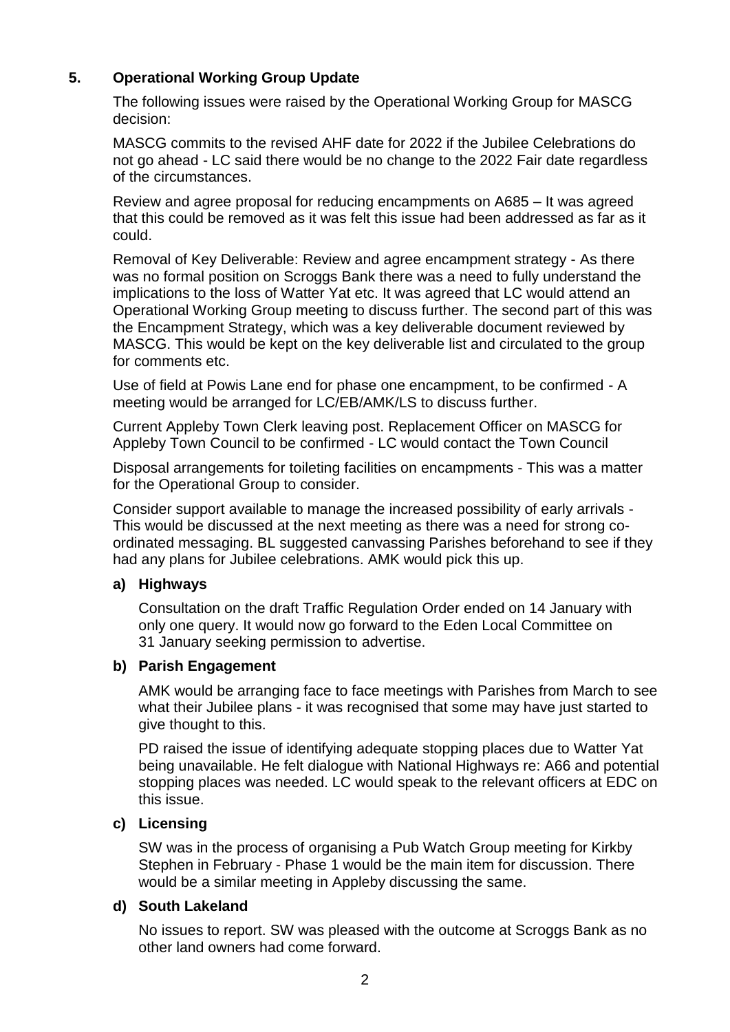## 5. Operational Working Group Update

The following issues were raised by the Operational Working Group for MASCG decision:

MASCG commits to the revised AHF date for 2022 if the Jubilee Celebrations do not go ahead - LC said there would be no change to the 2022 Fair date regardless of the circumstances.

Review and agree proposal for reducing encampments on A685 – It was agreed that this could be removed as it was felt this issue had been addressed as far as it could.

Removal of Key Deliverable: Review and agree encampment strategy - As there was no formal position on Scroggs Bank there was a need to fully understand the implications to the loss of Watter Yat etc. It was agreed that LC would attend an Operational Working Group meeting to discuss further. The second part of this was the Encampment Strategy, which was a key deliverable document reviewed by MASCG. This would be kept on the key deliverable list and circulated to the group for comments etc.

Use of field at Powis Lane end for phase one encampment, to be confirmed - A meeting would be arranged for LC/EB/AMK/LS to discuss further.

Current Appleby Town Clerk leaving post. Replacement Officer on MASCG for Appleby Town Council to be confirmed - LC would contact the Town Council

Disposal arrangements for toileting facilities on encampments - This was a matter for the Operational Group to consider.

Consider support available to manage the increased possibility of early arrivals - This would be discussed at the next meeting as there was a need for strong co-ordinated messaging. BL suggested canvassing Parishes beforehand to see if they had any plans for Jubilee celebrations. AMK would pick this up.

### a) Highways

Consultation on the draft Traffic Regulation Order ended on 14 January with only one query. It would now go forward to the Eden Local Committee on 31 January seeking permission to advertise.

### b) Parish Engagement

AMK would be arranging face to face meetings with Parishes from March to see what their Jubilee plans - it was recognised that some may have just started to give thought to this.

PD raised the issue of identifying adequate stopping places due to Watter Yat being unavailable. He felt dialogue with National Highways re: A66 and potential stopping places was needed. LC would speak to the relevant officers at EDC on this issue.

### c) Licensing

SW was in the process of organising a Pub Watch Group meeting for Kirkby Stephen in February - Phase 1 would be the main item for discussion. There would be a similar meeting in Appleby discussing the same.

### d) South Lakeland

No issues to report. SW was pleased with the outcome at Scroggs Bank as no other land owners had come forward.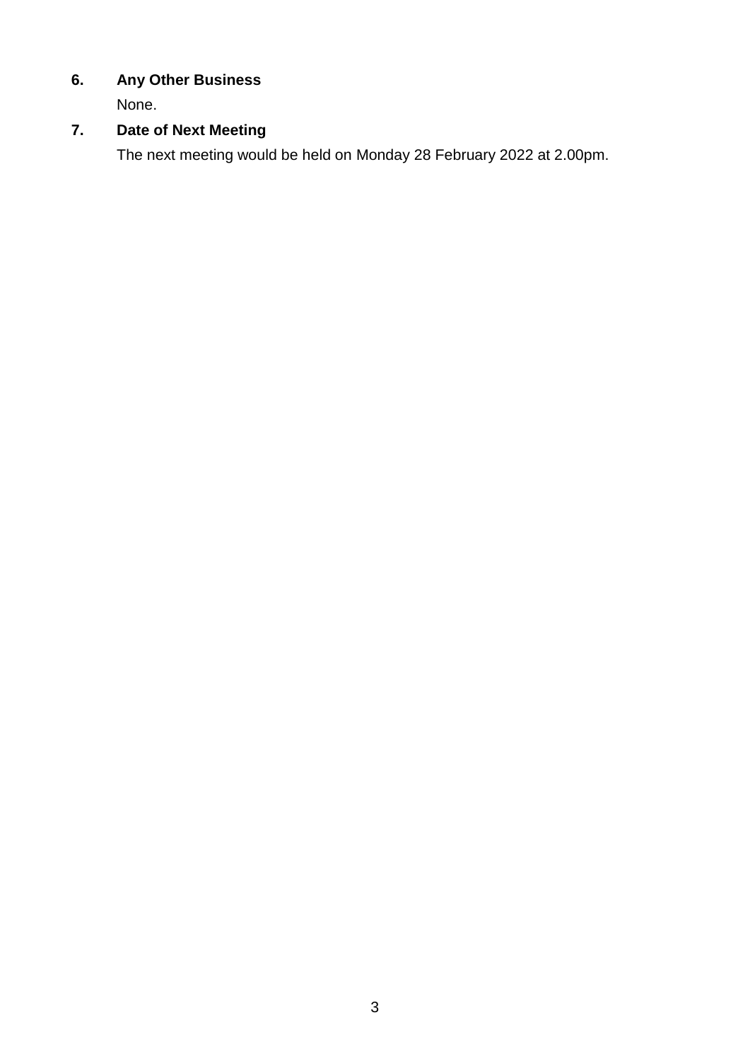## 6. Any Other Business

None.

## 7. Date of Next Meeting

The next meeting would be held on Monday 28 February 2022 at 2.00pm.